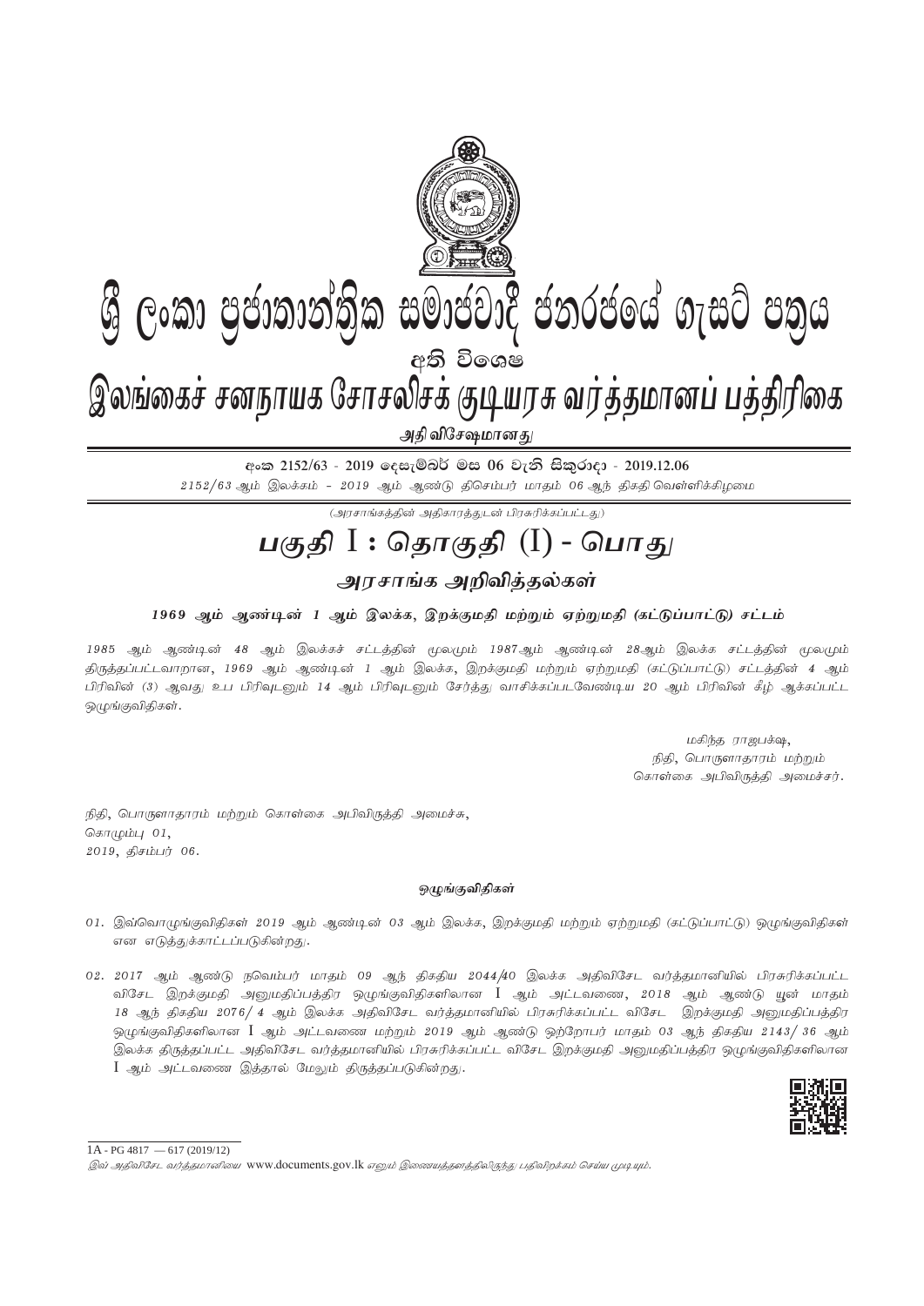# ශ්‍රී ලංකා ප්‍රජාතාන්ත්‍රික සමාජවාදී ජනරජයේ ගැසට් පත්‍රය

අති විශෙෂ

# இலங்கைச் சனநாயக சோசலிசக் குடியரசு வர்த்தமானப் பத்திரிகை

அதி விசேஷமானது

අංක 2152/63 - 2019 දෙසැම්බර් මස 06 වැනි සිකුරාදා - 2019.12.06

*2152/63 ஆம் இலக்கம் - 2019 ஆம் ஆண்டு திசெம்பர் மாதம் 06 ஆந் திகதி வெள்ளிக்கிழமை*

*(அரசாங்கத்தின் அதிகாரத்துடன் பிரசுரிக்கப்பட்டது)*

# பகுதி I : தொகுதி (I) - பொது

## அரசாங்க அறிவித்தல்கள்

### 1969 ஆம் ஆண்டின் 1 ஆம் இலக்க, இறக்குமதி மற்றும் ஏற்றுமதி (கட்டுப்பாட்டு) சட்டம்

*1985 ஆம் ஆண்டின் 48 ஆம் இலக்கச் சட்டத்தின் மூலமும் 1987 ஆம் ஆண்டின் 28 ஆம் இலக்க சட்டத்தின் மூலமும் திருத்தப்பட்டவாறான, 1969 ஆம் ஆண்டின் 1 ஆம் இலக்க, இறக்குமதி மற்றும் ஏற்றுமதி (கட்டுப்பாட்டு) சட்டத்தின் 4 ஆம் பிரிவின் (3) ஆவது உப பிரிவுடனும் 14 ஆம் பிரிவுடனும் சேர்த்து வாசிக்கப்படவேண்டிய 20 ஆம் பிரிவின் கீழ் ஆக்கப்பட்ட ஒழுங்குவிதிகள்.*

மகிந்த ராஜபக்ஷ,
நிதி, பொருளாதாரம் மற்றும்
கொள்கை அபிவிருத்தி அமைச்சர்.

நிதி, பொருளாதாரம் மற்றும் கொள்கை அபிவிருத்தி அமைச்சு,
கொழும்பு 01,
2019, திசம்பர் 06.

#### ஒழுங்குவிதிகள்

01. இவ்வொழுங்குவிதிகள் 2019 ஆம் ஆண்டின் 03 ஆம் இலக்க, இறக்குமதி மற்றும் ஏற்றுமதி (கட்டுப்பாட்டு) ஒழுங்குவிதிகள் என எடுத்துக்காட்டப்படுகின்றது.

02. 2017 ஆம் ஆண்டு நவெம்பர் மாதம் 09 ஆந் திகதிய 2044/40 இலக்க அதிவிசேட வர்த்தமானியில் பிரசுரிக்கப்பட்ட விசேட இறக்குமதி அனுமதிப்பத்திர ஒழுங்குவிதிகளிலான I ஆம் அட்டவணை, 2018 ஆம் ஆண்டு யூன் மாதம் 18 ஆந் திகதிய 2076/4 ஆம் இலக்க அதிவிசேட வர்த்தமானியில் பிரசுரிக்கப்பட்ட விசேட இறக்குமதி அனுமதிப்பத்திர ஒழுங்குவிதிகளிலான I ஆம் அட்டவணை மற்றும் 2019 ஆம் ஆண்டு ஒற்றோபர் மாதம் 03 ஆந் திகதிய 2143/36 ஆம் இலக்க திருத்தப்பட்ட அதிவிசேட வர்த்தமானியில் பிரசுரிக்கப்பட்ட விசேட இறக்குமதி அனுமதிப்பத்திர ஒழுங்குவிதிகளிலான I ஆம் அட்டவணை இத்தால் மேலும் திருத்தப்படுகின்றது.

1A - PG 4817 — 617 (2019/12)

*இவ் அதிவிசேட வர்த்தமானியை* www.documents.gov.lk *எனும் இணையத்தளத்திலிருந்து பதிவிறக்கம் செய்ய முடியும்.*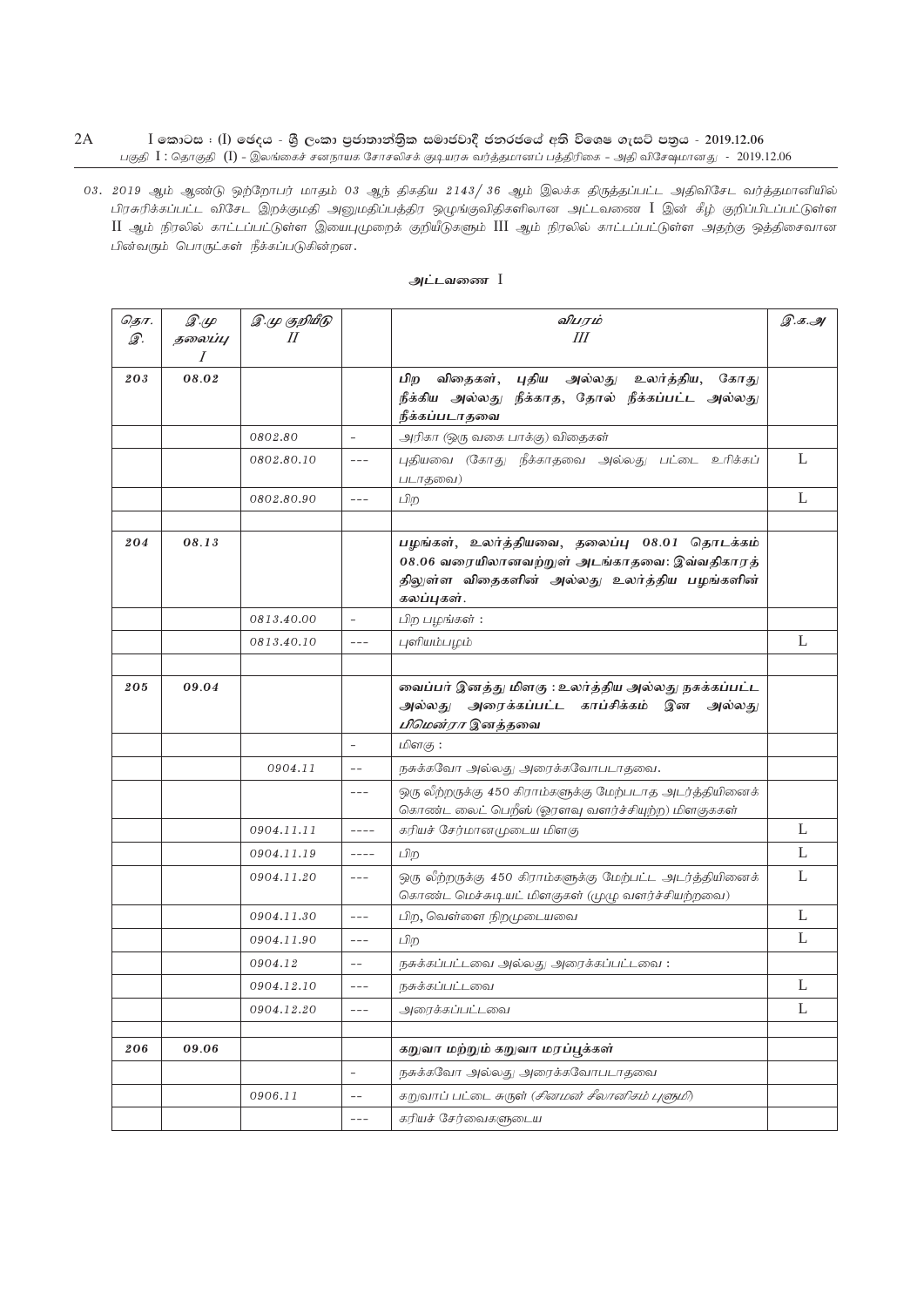03. 2019 ஆம் ஆண்டு ஒற்றோபர் மாதம் 03 ஆந் திகதிய 2143/ 36 ஆம் இலக்க திருத்தப்பட்ட அதிவிசேட வர்த்தமானியில் பிரசுரிக்கப்பட்ட விசேட இறக்குமதி அனுமதிப்பத்திர ஒழுங்குவிதிகளிலான அட்டவணை I இன் கீழ் குறிப்பிடப்பட்டுள்ள II ஆம் நிரலில் காட்டப்பட்டுள்ள இயைபுமுறைக் குறியீடுகளும் III ஆம் நிரலில் காட்டப்பட்டுள்ள அதற்கு ஒத்திசைவான பின்வரும் பொருட்கள் நீக்கப்படுகின்றன.

**அட்டவணை I**

| தொ. இ. | இ.மு தலைப்பு I | இ.மு குறியீடு II | | விபரம் III | இ.க.அ |
|---|---|---|---|---|---|
| **203** | **08.02** | | | **பிற விதைகள், புதிய அல்லது உலர்த்திய, கோது நீக்கிய அல்லது நீக்காத, தோல் நீக்கப்பட்ட அல்லது நீக்கப்படாதவை** | |
| | | 0802.80 | - | அரிகா (ஒரு வகை பாக்கு) விதைகள் | |
| | | 0802.80.10 | --- | புதியவை (கோது நீக்காதவை அல்லது பட்டை உரிக்கப் படாதவை) | L |
| | | 0802.80.90 | --- | பிற | L |
| | | | | | |
| **204** | **08.13** | | | **பழங்கள், உலர்த்தியவை, தலைப்பு 08.01 தொடக்கம் 08.06 வரையிலானவற்றுள் அடங்காதவை: இவ்வதிகாரத் திலுள்ள விதைகளின் அல்லது உலர்த்திய பழங்களின் கலப்புகள்.** | |
| | | 0813.40.00 | - | பிற பழங்கள் : | |
| | | 0813.40.10 | --- | புளியம்பழம் | L |
| | | | | | |
| **205** | **09.04** | | | **வைப்பர் இனத்து மிளகு : உலர்த்திய அல்லது நசுக்கப்பட்ட அல்லது அரைக்கப்பட்ட காப்சிக்கம் இன அல்லது *பிமென்ரா* இனத்தவை** | |
| | | | - | மிளகு : | |
| | | 0904.11 | -- | நசுக்கவோ அல்லது அரைக்கவோபடாதவை. | |
| | | | --- | ஒரு லீற்றருக்கு 450 கிராம்களுக்கு மேற்படாத அடர்த்தியினைக் கொண்ட லைட் பெறீஸ் (ஓரளவு வளர்ச்சியுற்ற) மிளகுகள் | |
| | | 0904.11.11 | ---- | கரியச் சேர்மானமுடைய மிளகு | L |
| | | 0904.11.19 | ---- | பிற | L |
| | | 0904.11.20 | --- | ஒரு லீற்றருக்கு 450 கிராம்களுக்கு மேற்பட்ட அடர்த்தியினைக் கொண்ட மெச்சுடியட் மிளகுகள் (முழு வளர்ச்சியற்றவை) | L |
| | | 0904.11.30 | --- | பிற, வெள்ளை நிறமுடையவை | L |
| | | 0904.11.90 | --- | பிற | L |
| | | 0904.12 | -- | நசுக்கப்பட்டவை அல்லது அரைக்கப்பட்டவை : | |
| | | 0904.12.10 | --- | நசுக்கப்பட்டவை | L |
| | | 0904.12.20 | --- | அரைக்கப்பட்டவை | L |
| | | | | | |
| **206** | **09.06** | | | **கறுவா மற்றும் கறுவா மரப்பூக்கள்** | |
| | | | - | நசுக்கவோ அல்லது அரைக்கவோபடாதவை | |
| | | 0906.11 | -- | கறுவாப் பட்டை சுருள் (*சினமன் சீலானிகம் புளூமி*) | |
| | | | --- | கரியச் சேர்வைகளுடைய | |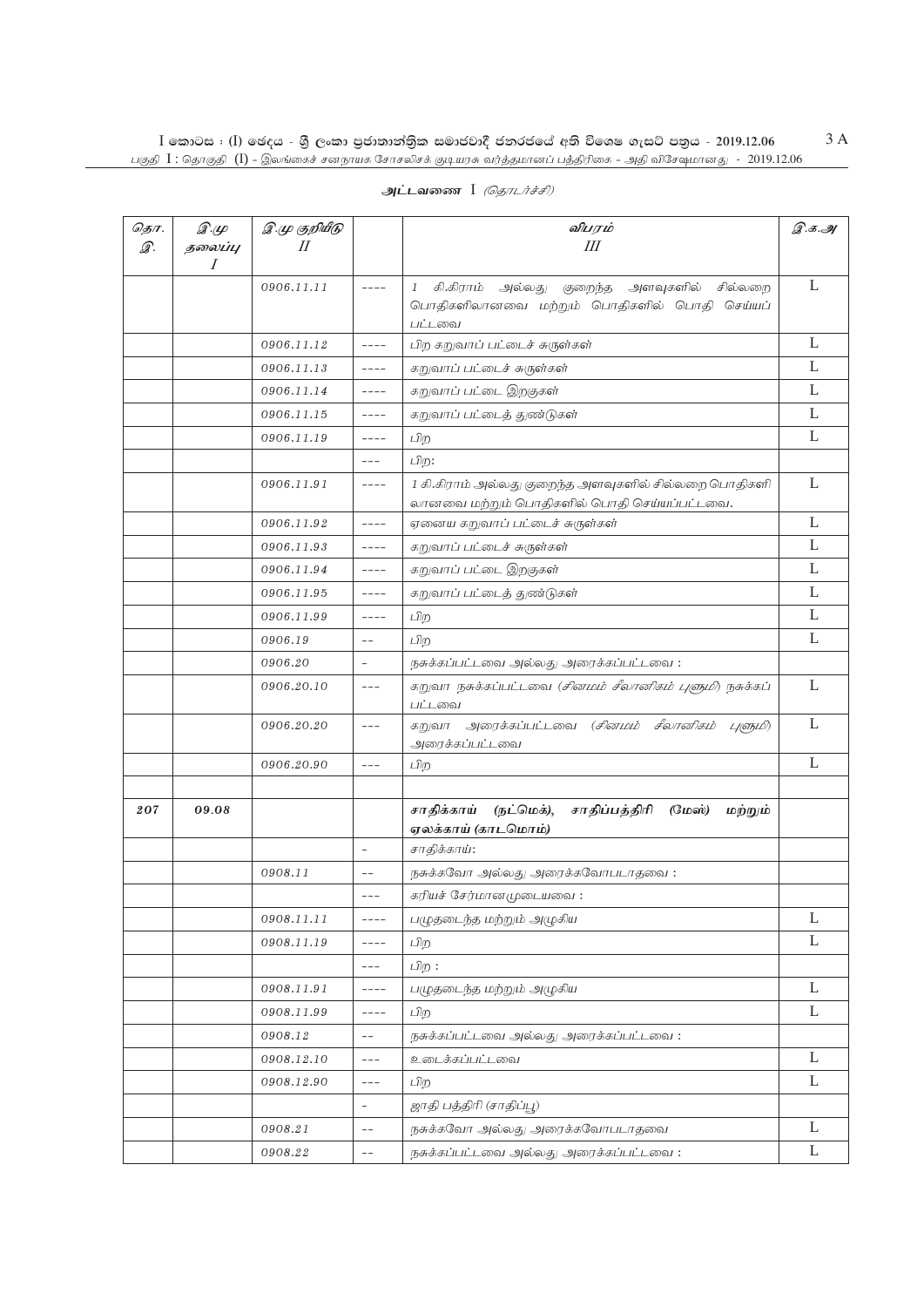**அட்டவணை** I *(தொடர்ச்சி)*

| *தொ. இ.* | *இ.மு தலைப்பு I* | *இ.மு குறியீடு II* | | ***விபரம் III*** | *இ.க.அ* |
|---|---|---|---|---|---|
| | | *0906.11.11* | ---- | *1 கி.கிராம் அல்லது குறைந்த அளவுகளில் சில்லறை பொதிகளிலானவை மற்றும் பொதிகளில் பொதி செய்யப் பட்டவை* | L |
| | | *0906.11.12* | ---- | *பிற கறுவாப் பட்டைச் சுருள்கள்* | L |
| | | *0906.11.13* | ---- | *கறுவாப் பட்டைச் சுருள்கள்* | L |
| | | *0906.11.14* | ---- | *கறுவாப் பட்டை இறகுகள்* | L |
| | | *0906.11.15* | ---- | *கறுவாப் பட்டைத் துண்டுகள்* | L |
| | | *0906.11.19* | ---- | *பிற* | L |
| | | | --- | *பிற:* | |
| | | *0906.11.91* | ---- | *1 கி.கிராம் அல்லது குறைந்த அளவுகளில் சில்லறை பொதிகளி லானவை மற்றும் பொதிகளில் பொதி செய்யப்பட்டவை.* | L |
| | | *0906.11.92* | ---- | *ஏனைய கறுவாப் பட்டைச் சுருள்கள்* | L |
| | | *0906.11.93* | ---- | *கறுவாப் பட்டைச் சுருள்கள்* | L |
| | | *0906.11.94* | ---- | *கறுவாப் பட்டை இறகுகள்* | L |
| | | *0906.11.95* | ---- | *கறுவாப் பட்டைத் துண்டுகள்* | L |
| | | *0906.11.99* | ---- | *பிற* | L |
| | | *0906.19* | -- | *பிற* | L |
| | | *0906.20* | - | *நசுக்கப்பட்டவை அல்லது அரைக்கப்பட்டவை :* | |
| | | *0906.20.10* | --- | *கறுவா நசுக்கப்பட்டவை (சினமம் சீலானிகம் புளூமி) நசுக்கப் பட்டவை* | L |
| | | *0906.20.20* | --- | *கறுவா அரைக்கப்பட்டவை (சினமம் சீலானிகம் புளூமி) அரைக்கப்பட்டவை* | L |
| | | *0906.20.90* | --- | *பிற* | L |
| | | | | | |
| ***207*** | ***09.08*** | | | **சாதிக்காய் (நட்மெக்), சாதிப்பத்திரி (மேஸ்) மற்றும் ஏலக்காய் (காடமொம்)** | |
| | | | - | *சாதிக்காய்:* | |
| | | *0908.11* | -- | *நசுக்கவோ அல்லது அரைக்கவோபடாதவை :* | |
| | | | --- | *கரியச் சேர்மானமுடையவை :* | |
| | | *0908.11.11* | ---- | *பழுதடைந்த மற்றும் அழுகிய* | L |
| | | *0908.11.19* | ---- | *பிற* | L |
| | | | --- | *பிற :* | |
| | | *0908.11.91* | ---- | *பழுதடைந்த மற்றும் அழுகிய* | L |
| | | *0908.11.99* | ---- | *பிற* | L |
| | | *0908.12* | -- | *நசுக்கப்பட்டவை அல்லது அரைக்கப்பட்டவை :* | |
| | | *0908.12.10* | --- | *உடைக்கப்பட்டவை* | L |
| | | *0908.12.90* | --- | *பிற* | L |
| | | | - | *ஜாதி பத்திரி (சாதிப்பூ)* | |
| | | *0908.21* | -- | *நசுக்கவோ அல்லது அரைக்கவோபடாதவை* | L |
| | | *0908.22* | -- | *நசுக்கப்பட்டவை அல்லது அரைக்கப்பட்டவை :* | L |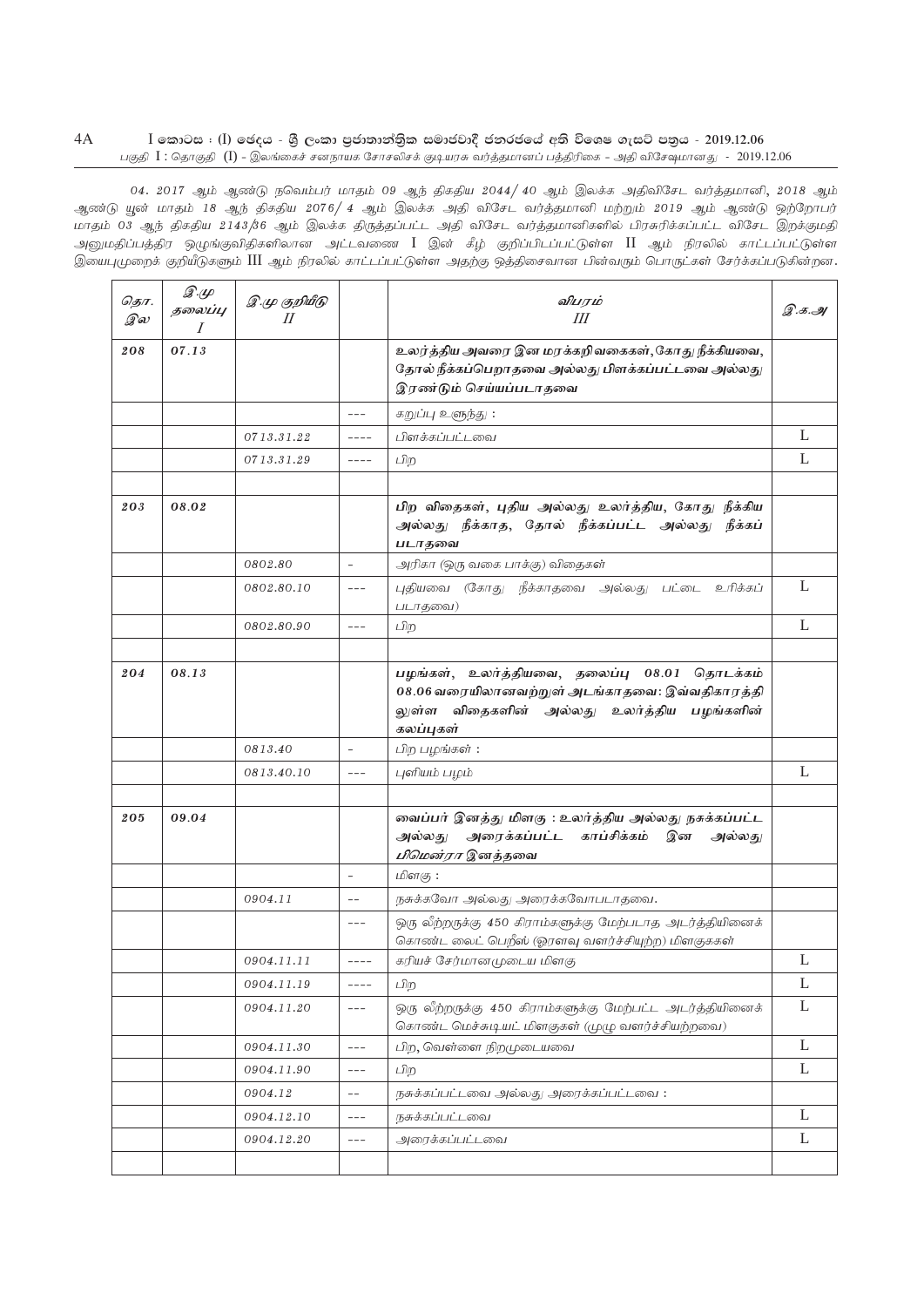04. 2017 ஆம் ஆண்டு நவெம்பர் மாதம் 09 ஆந் திகதிய 2044/ 40 ஆம் இலக்க அதிவிசேட வர்த்தமானி, 2018 ஆம் ஆண்டு யூன் மாதம் 18 ஆந் திகதிய 2076/ 4 ஆம் இலக்க அதி விசேட வர்த்தமானி மற்றும் 2019 ஆம் ஆண்டு ஒற்றோபர் மாதம் 03 ஆந் திகதிய 2143/36 ஆம் இலக்க திருத்தப்பட்ட அதி விசேட வர்த்தமானிகளில் பிரசுரிக்கப்பட்ட விசேட இறக்குமதி அனுமதிப்பத்திர ஒழுங்குவிதிகளிலான அட்டவணை I இன் கீழ் குறிப்பிடப்பட்டுள்ள II ஆம் நிரலில் காட்டப்பட்டுள்ள இயைபுமுறைக் குறியீடுகளும் III ஆம் நிரலில் காட்டப்பட்டுள்ள அதற்கு ஒத்திசைவான பின்வரும் பொருட்கள் சேர்க்கப்படுகின்றன.

| தொ. இல | இ.மு தலைப்பு I | இ.மு குறியீடு II | | விபரம் III | இ.க.அ |
|---|---|---|---|---|---|
| **208** | **07.13** | | | **உலர்த்திய அவரை இன மரக்கறி வகைகள், கோது நீக்கியவை, தோல் நீக்கப்பெறாதவை அல்லது பிளக்கப்பட்டவை அல்லது இரண்டும் செய்யப்படாதவை** | |
| | | | --- | கறுப்பு உளுந்து : | |
| | | 0713.31.22 | ---- | பிளக்கப்பட்டவை | L |
| | | 0713.31.29 | ---- | பிற | L |
| | | | | | |
| **203** | **08.02** | | | **பிற விதைகள், புதிய அல்லது உலர்த்திய, கோது நீக்கிய அல்லது நீக்காத, தோல் நீக்கப்பட்ட அல்லது நீக்கப் படாதவை** | |
| | | 0802.80 | - | அரிகா (ஒரு வகை பாக்கு) விதைகள் | |
| | | 0802.80.10 | --- | புதியவை (கோது நீக்காதவை அல்லது பட்டை உரிக்கப் படாதவை) | L |
| | | 0802.80.90 | --- | பிற | L |
| | | | | | |
| **204** | **08.13** | | | **பழங்கள், உலர்த்தியவை, தலைப்பு 08.01 தொடக்கம் 08.06 வரையிலானவற்றுள் அடங்காதவை: இவ்வதிகாரத்திலுள்ள விதைகளின் அல்லது உலர்த்திய பழங்களின் கலப்புகள்** | |
| | | 0813.40 | - | பிற பழங்கள் : | |
| | | 0813.40.10 | --- | புளியம் பழம் | L |
| | | | | | |
| **205** | **09.04** | | | **வைப்பர் இனத்து மிளகு : உலர்த்திய அல்லது நசுக்கப்பட்ட அல்லது அரைக்கப்பட்ட காப்சிக்கம் இன அல்லது *பிமென்ரா* இனத்தவை** | |
| | | | - | மிளகு : | |
| | | 0904.11 | -- | நசுக்கவோ அல்லது அரைக்கவோபடாதவை. | |
| | | | --- | ஒரு லீற்றருக்கு 450 கிராம்களுக்கு மேற்படாத அடர்த்தியினைக் கொண்ட லைட் பெரீஸ் (ஓரளவு வளர்ச்சியுற்ற) மிளகுகள் | |
| | | 0904.11.11 | ---- | கரியச் சேர்மானமுடைய மிளகு | L |
| | | 0904.11.19 | ---- | பிற | L |
| | | 0904.11.20 | --- | ஒரு லீற்றருக்கு 450 கிராம்களுக்கு மேற்பட்ட அடர்த்தியினைக் கொண்ட மெச்சுடியட் மிளகுகள் (முழு வளர்ச்சியற்றவை) | L |
| | | 0904.11.30 | --- | பிற, வெள்ளை நிறமுடையவை | L |
| | | 0904.11.90 | --- | பிற | L |
| | | 0904.12 | -- | நசுக்கப்பட்டவை அல்லது அரைக்கப்பட்டவை : | |
| | | 0904.12.10 | --- | நசுக்கப்பட்டவை | L |
| | | 0904.12.20 | --- | அரைக்கப்பட்டவை | L |
| | | | | | |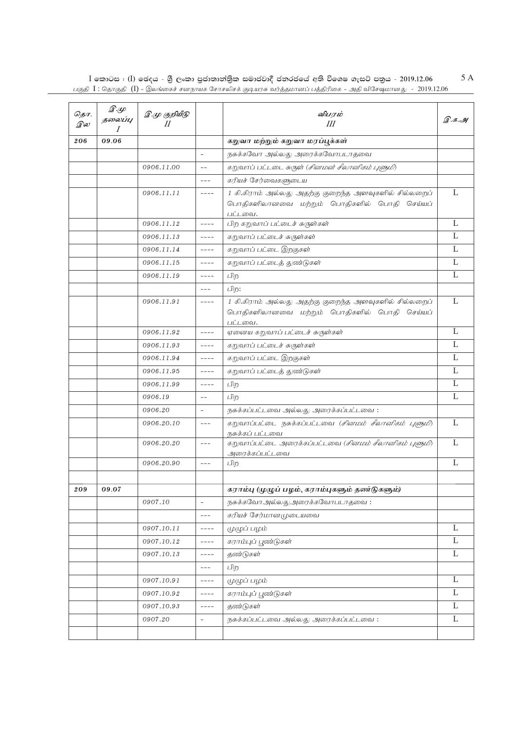| தொ. இல | இ.மு தலைப்பு I | இ.மு குறியீடு II | | விபரம் III | இ.க.அ |
|---|---|---|---|---|---|
| 206 | 09.06 | | | **கறுவா மற்றும் கறுவா மரப்பூக்கள்** | |
| | | | - | நசுக்கவோ அல்லது அரைக்கவோபடாதவை | |
| | | 0906.11.00 | -- | கறுவாப் பட்டை சுருள் (*சினமன் சீலானிகம் புளுமி*) | |
| | | | --- | கரியச் சேர்வைகளுடைய | |
| | | 0906.11.11 | ---- | 1 கி.கிராம் அல்லது அதற்கு குறைந்த அளவுகளில் சில்லறைப் பொதிகளிலானவை மற்றும் பொதிகளில் பொதி செய்யப் பட்டவை. | L |
| | | 0906.11.12 | ---- | பிற கறுவாப் பட்டைச் சுருள்கள் | L |
| | | 0906.11.13 | ---- | கறுவாப் பட்டைச் சுருள்கள் | L |
| | | 0906.11.14 | ---- | கறுவாப் பட்டை இறகுகள் | L |
| | | 0906.11.15 | ---- | கறுவாப் பட்டைத் துண்டுகள் | L |
| | | 0906.11.19 | ---- | பிற | L |
| | | | --- | பிற: | |
| | | 0906.11.91 | ---- | 1 கி.கிராம் அல்லது அதற்கு குறைந்த அளவுகளில் சில்லறைப் பொதிகளிலானவை மற்றும் பொதிகளில் பொதி செய்யப் பட்டவை. | L |
| | | 0906.11.92 | ---- | ஏனைய கறுவாப் பட்டைச் சுருள்கள் | L |
| | | 0906.11.93 | ---- | கறுவாப் பட்டைச் சுருள்கள் | L |
| | | 0906.11.94 | ---- | கறுவாப் பட்டை இறகுகள் | L |
| | | 0906.11.95 | ---- | கறுவாப் பட்டைத் துண்டுகள் | L |
| | | 0906.11.99 | ---- | பிற | L |
| | | 0906.19 | -- | பிற | L |
| | | 0906.20 | - | நசுக்கப்பட்டவை அல்லது அரைக்கப்பட்டவை : | |
| | | 0906.20.10 | --- | கறுவாப்பட்டை நசுக்கப்பட்டவை (*சினமம் சீலானிகம் புளுமி*) நசுக்கப் பட்டவை | L |
| | | 0906.20.20 | --- | கறுவாப்பட்டை அரைக்கப்பட்டவை (*சினமம் சீலானிகம் புளுமி*) அரைக்கப்பட்டவை | L |
| | | 0906.20.90 | --- | பிற | L |
| | | | | | |
| 209 | 09.07 | | | **கராம்பு (முழுப் பழம், கராம்புகளும் தண்டுகளும்)** | |
| | | 0907.10 | - | நசுக்கவோ அல்லது அரைக்கவோபடாதவை : | |
| | | | --- | கரியச் சேர்மானமுடையவை | |
| | | 0907.10.11 | ---- | முழுப் பழம் | L |
| | | 0907.10.12 | ---- | கராம்புப் பூண்டுகள் | L |
| | | 0907.10.13 | ---- | தண்டுகள் | L |
| | | | --- | பிற | |
| | | 0907.10.91 | ---- | முழுப் பழம் | L |
| | | 0907.10.92 | ---- | கராம்புப் பூண்டுகள் | L |
| | | 0907.10.93 | ---- | தண்டுகள் | L |
| | | 0907.20 | - | நசுக்கப்பட்டவை அல்லது அரைக்கப்பட்டவை : | L |
| | | | | | |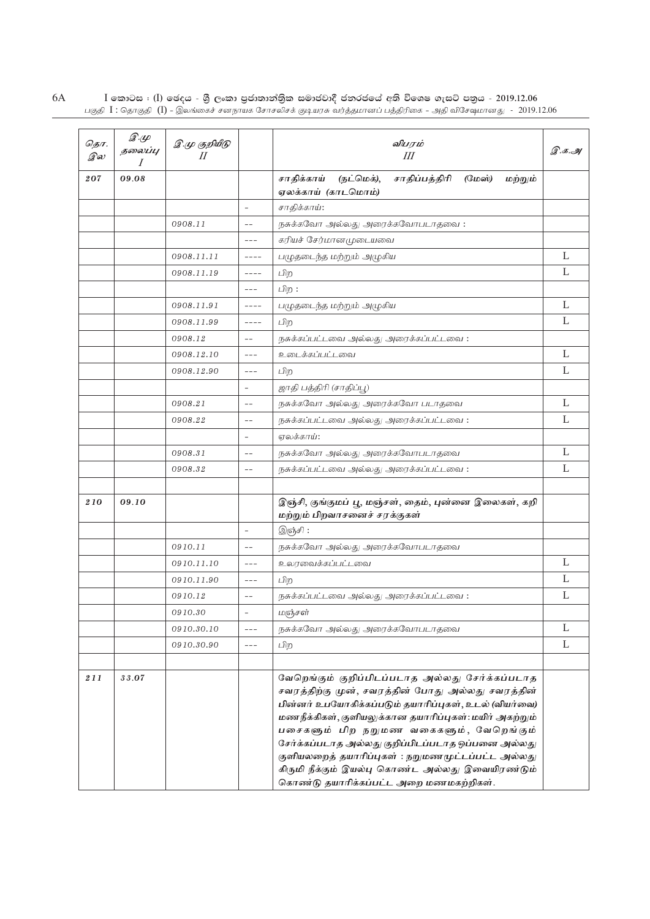| தொ. இல | இ.மு தலைப்பு I | இ.மு குறியீடு II | | விபரம் III | இ.க.அ |
|---|---|---|---|---|---|
| **207** | **09.08** | | | **சாதிக்காய் (நட்மெக்), சாதிப்பத்திரி (மேஸ்) மற்றும் ஏலக்காய் (காடமொம்)** | |
| | | | - | சாதிக்காய்: | |
| | | 0908.11 | -- | நசுக்கவோ அல்லது அரைக்கவோபடாதவை : | |
| | | | --- | கரியச் சேர்மானமுடையவை | |
| | | 0908.11.11 | ---- | பழுதடைந்த மற்றும் அழுகிய | L |
| | | 0908.11.19 | ---- | பிற | L |
| | | | --- | பிற : | |
| | | 0908.11.91 | ---- | பழுதடைந்த மற்றும் அழுகிய | L |
| | | 0908.11.99 | ---- | பிற | L |
| | | 0908.12 | -- | நசுக்கப்பட்டவை அல்லது அரைக்கப்பட்டவை : | |
| | | 0908.12.10 | --- | உடைக்கப்பட்டவை | L |
| | | 0908.12.90 | --- | பிற | L |
| | | | - | ஜாதி பத்திரி (சாதிப்பூ) | |
| | | 0908.21 | -- | நசுக்கவோ அல்லது அரைக்கவோ படாதவை | L |
| | | 0908.22 | -- | நசுக்கப்பட்டவை அல்லது அரைக்கப்பட்டவை : | L |
| | | | - | ஏலக்காய்: | |
| | | 0908.31 | -- | நசுக்கவோ அல்லது அரைக்கவோபடாதவை | L |
| | | 0908.32 | -- | நசுக்கப்பட்டவை அல்லது அரைக்கப்பட்டவை : | L |
| | | | | | |
| **210** | **09.10** | | | **இஞ்சி, குங்குமப் பூ, மஞ்சள், தைம், புன்னை இலைகள், கறி மற்றும் பிறவாசனைச் சரக்குகள்** | |
| | | | - | இஞ்சி : | |
| | | 0910.11 | -- | நசுக்கவோ அல்லது அரைக்கவோபடாதவை | |
| | | 0910.11.10 | --- | உலரவைக்கப்பட்டவை | L |
| | | 0910.11.90 | --- | பிற | L |
| | | 0910.12 | -- | நசுக்கப்பட்டவை அல்லது அரைக்கப்பட்டவை : | L |
| | | 0910.30 | - | மஞ்சள் | |
| | | 0910.30.10 | --- | நசுக்கவோ அல்லது அரைக்கவோபடாதவை | L |
| | | 0910.30.90 | --- | பிற | L |
| | | | | | |
| **211** | **33.07** | | | **வேறெங்கும் குறிப்பிடப்படாத அல்லது சேர்க்கப்படாத சவரத்திற்கு முன், சவரத்தின் போது அல்லது சவரத்தின் பின்னர் உபயோகிக்கப்படும் தயாரிப்புகள், உடல் (வியர்வை) மணநீக்கிகள், குளியலுக்கான தயாரிப்புகள்: மயிர் அகற்றும் பசைகளும் பிற நறுமண வகைகளும், வேறெங்கும் சேர்க்கப்படாத அல்லது குறிப்பிடப்படாத ஒப்பனை அல்லது குளியலறைத் தயாரிப்புகள் : நறுமணமூட்டப்பட்ட அல்லது கிருமி நீக்கும் இயல்பு கொண்ட அல்லது இவையிரண்டும் கொண்டு தயாரிக்கப்பட்ட அறை மணமகற்றிகள்.** | |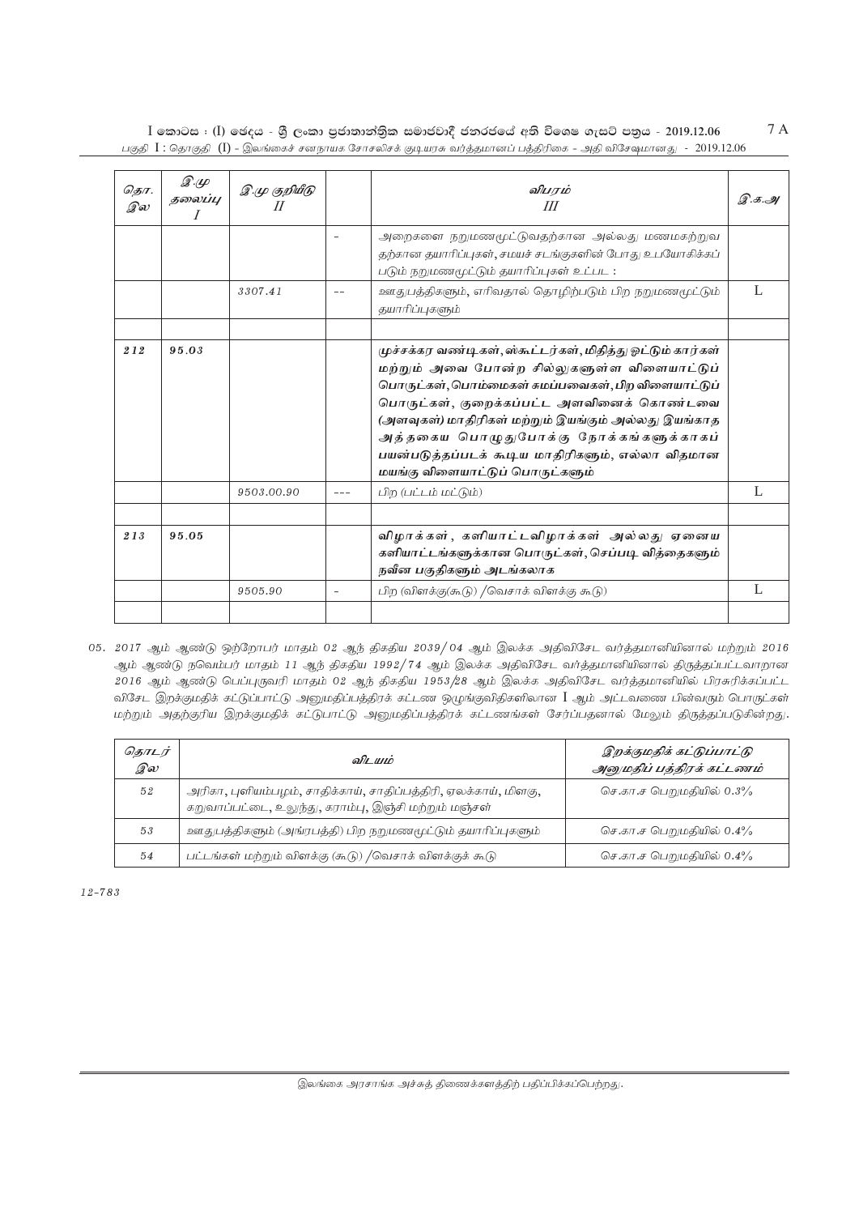| தொ. இல | இ.மு தலைப்பு I | இ.மு குறியீடு II | | விபரம் III | இ.க.அ |
|---|---|---|---|---|---|
| | | | - | அறைகளை நறுமணமூட்டுவதற்கான அல்லது மணமகற்றுவதற்கான தயாரிப்புகள், சமயச் சடங்குகளின் போது உபயோகிக்கப்படும் நறுமணமூட்டும் தயாரிப்புகள் உட்பட : | |
| | | 3307.41 | -- | ஊதுபத்திகளும், எரிவதால் தொழிற்படும் பிற நறுமணமூட்டும் தயாரிப்புகளும் | L |
| | | | | | |
| **212** | **95.03** | | | **முச்சக்கர வண்டிகள், ஸ்கூட்டர்கள், மிதித்து ஓட்டும் கார்கள் மற்றும் அவை போன்ற சில்லுகளுள்ள விளையாட்டுப் பொருட்கள், பொம்மைகள் சுமப்பவைகள், பிற விளையாட்டுப் பொருட்கள், குறைக்கப்பட்ட அளவினைக் கொண்டவை (அளவுகள்) மாதிரிகள் மற்றும் இயங்கும் அல்லது இயங்காத அத்தகைய பொழுதுபோக்கு நோக்கங்களுக்காகப் பயன்படுத்தப்படக் கூடிய மாதிரிகளும், எல்லா விதமான மயங்கு விளையாட்டுப் பொருட்களும்** | |
| | | 9503.00.90 | --- | பிற (பட்டம் மட்டும்) | L |
| | | | | | |
| **213** | **95.05** | | | **விழாக்கள், களியாட்டவிழாக்கள் அல்லது ஏனைய களியாட்டங்களுக்கான பொருட்கள், செப்படி வித்தைகளும் நவீன பகுதிகளும் அடங்கலாக** | |
| | | 9505.90 | - | பிற (விளக்கு(கூடு) /வெசாக் விளக்கு கூடு) | L |
| | | | | | |

05. 2017 ஆம் ஆண்டு ஒற்றோபர் மாதம் 02 ஆந் திகதிய 2039/04 ஆம் இலக்க அதிவிசேட வர்த்தமானியினால் மற்றும் 2016 ஆம் ஆண்டு நவெம்பர் மாதம் 11 ஆந் திகதிய 1992/74 ஆம் இலக்க அதிவிசேட வர்த்தமானியினால் திருத்தப்பட்டவாறான 2016 ஆம் ஆண்டு பெப்புருவரி மாதம் 02 ஆந் திகதிய 1953/28 ஆம் இலக்க அதிவிசேட வர்த்தமானியில் பிரசுரிக்கப்பட்ட விசேட இறக்குமதிக் கட்டுப்பாட்டு அனுமதிப்பத்திரக் கட்டண ஒழுங்குவிதிகளிலான I ஆம் அட்டவணை பின்வரும் பொருட்கள் மற்றும் அதற்குரிய இறக்குமதிக் கட்டுபாட்டு அனுமதிப்பத்திரக் கட்டணங்கள் சேர்ப்பதனால் மேலும் திருத்தப்படுகின்றது.

| தொடர் இல | விடயம் | இறக்குமதிக் கட்டுப்பாட்டு அனுமதிப் பத்திரக் கட்டணம் |
|---|---|---|
| 52 | அரிகா, புளியம்பழம், சாதிக்காய், சாதிப்பத்திரி, ஏலக்காய், மிளகு, கறுவாப்பட்டை, உளுந்து, கராம்பு, இஞ்சி மற்றும் மஞ்சள் | செ.கா.ச பெறுமதியில் 0.3% |
| 53 | ஊதுபத்திகளும் (அங்ரபத்தி) பிற நறுமணமூட்டும் தயாரிப்புகளும் | செ.கா.ச பெறுமதியில் 0.4% |
| 54 | பட்டங்கள் மற்றும் விளக்கு (கூடு) /வெசாக் விளக்குக் கூடு | செ.கா.ச பெறுமதியில் 0.4% |

12-783

இலங்கை அரசாங்க அச்சுத் திணைக்களத்திற் பதிப்பிக்கப்பெற்றது.